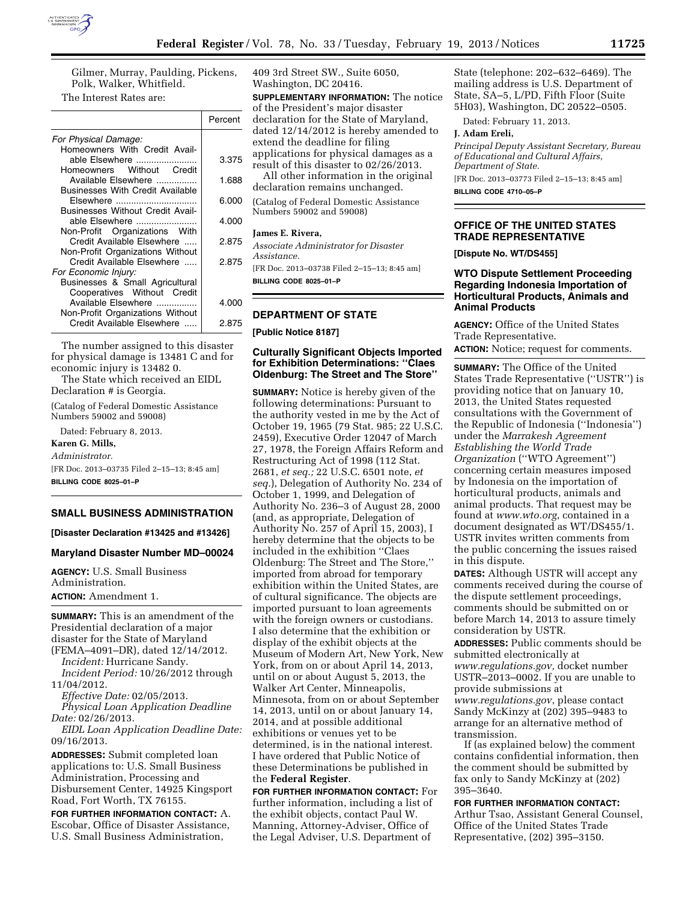Gilmer, Murray, Paulding, Pickens, Polk, Walker, Whitfield.

The Interest Rates are:

| | Percent |
|---|---|
| *For Physical Damage:* | |
| Homeowners With Credit Available Elsewhere | 3.375 |
| Homeowners Without Credit Available Elsewhere | 1.688 |
| Businesses With Credit Available Elsewhere | 6.000 |
| Businesses Without Credit Available Elsewhere | 4.000 |
| Non-Profit Organizations With Credit Available Elsewhere | 2.875 |
| Non-Profit Organizations Without Credit Available Elsewhere | 2.875 |
| *For Economic Injury:* | |
| Businesses & Small Agricultural Cooperatives Without Credit Available Elsewhere | 4.000 |
| Non-Profit Organizations Without Credit Available Elsewhere | 2.875 |

The number assigned to this disaster for physical damage is 13481 C and for economic injury is 13482 0.

The State which received an EIDL Declaration # is Georgia.

(Catalog of Federal Domestic Assistance Numbers 59002 and 59008)

Dated: February 8, 2013.

**Karen G. Mills,**

*Administrator.*

[FR Doc. 2013–03735 Filed 2–15–13; 8:45 am]

**BILLING CODE 8025–01–P**

## SMALL BUSINESS ADMINISTRATION

**[Disaster Declaration #13425 and #13426]**

### Maryland Disaster Number MD–00024

**AGENCY:** U.S. Small Business Administration.

**ACTION:** Amendment 1.

**SUMMARY:** This is an amendment of the Presidential declaration of a major disaster for the State of Maryland (FEMA–4091–DR), dated 12/14/2012.

*Incident:* Hurricane Sandy.

*Incident Period:* 10/26/2012 through 11/04/2012.

*Effective Date:* 02/05/2013.

*Physical Loan Application Deadline Date:* 02/26/2013.

*EIDL Loan Application Deadline Date:* 09/16/2013.

**ADDRESSES:** Submit completed loan applications to: U.S. Small Business Administration, Processing and Disbursement Center, 14925 Kingsport Road, Fort Worth, TX 76155.

**FOR FURTHER INFORMATION CONTACT:** A. Escobar, Office of Disaster Assistance, U.S. Small Business Administration, 409 3rd Street SW., Suite 6050, Washington, DC 20416.

**SUPPLEMENTARY INFORMATION:** The notice of the President's major disaster declaration for the State of Maryland, dated 12/14/2012 is hereby amended to extend the deadline for filing applications for physical damages as a result of this disaster to 02/26/2013.

All other information in the original declaration remains unchanged.

(Catalog of Federal Domestic Assistance Numbers 59002 and 59008)

**James E. Rivera,**

*Associate Administrator for Disaster Assistance.*

[FR Doc. 2013–03738 Filed 2–15–13; 8:45 am]

**BILLING CODE 8025–01–P**

## DEPARTMENT OF STATE

**[Public Notice 8187]**

### Culturally Significant Objects Imported for Exhibition Determinations: "Claes Oldenburg: The Street and The Store"

**SUMMARY:** Notice is hereby given of the following determinations: Pursuant to the authority vested in me by the Act of October 19, 1965 (79 Stat. 985; 22 U.S.C. 2459), Executive Order 12047 of March 27, 1978, the Foreign Affairs Reform and Restructuring Act of 1998 (112 Stat. 2681, *et seq.;* 22 U.S.C. 6501 note, *et seq.*), Delegation of Authority No. 234 of October 1, 1999, and Delegation of Authority No. 236–3 of August 28, 2000 (and, as appropriate, Delegation of Authority No. 257 of April 15, 2003), I hereby determine that the objects to be included in the exhibition "Claes Oldenburg: The Street and The Store," imported from abroad for temporary exhibition within the United States, are of cultural significance. The objects are imported pursuant to loan agreements with the foreign owners or custodians. I also determine that the exhibition or display of the exhibit objects at the Museum of Modern Art, New York, New York, from on or about April 14, 2013, until on or about August 5, 2013, the Walker Art Center, Minneapolis, Minnesota, from on or about September 14, 2013, until on or about January 14, 2014, and at possible additional exhibitions or venues yet to be determined, is in the national interest. I have ordered that Public Notice of these Determinations be published in the **Federal Register**.

**FOR FURTHER INFORMATION CONTACT:** For further information, including a list of the exhibit objects, contact Paul W. Manning, Attorney-Adviser, Office of the Legal Adviser, U.S. Department of State (telephone: 202–632–6469). The mailing address is U.S. Department of State, SA–5, L/PD, Fifth Floor (Suite 5H03), Washington, DC 20522–0505.

Dated: February 11, 2013.

**J. Adam Ereli,**

*Principal Deputy Assistant Secretary, Bureau of Educational and Cultural Affairs, Department of State.*

[FR Doc. 2013–03773 Filed 2–15–13; 8:45 am]

**BILLING CODE 4710–05–P**

## OFFICE OF THE UNITED STATES TRADE REPRESENTATIVE

**[Dispute No. WT/DS455]**

### WTO Dispute Settlement Proceeding Regarding Indonesia Importation of Horticultural Products, Animals and Animal Products

**AGENCY:** Office of the United States Trade Representative.

**ACTION:** Notice; request for comments.

**SUMMARY:** The Office of the United States Trade Representative ("USTR") is providing notice that on January 10, 2013, the United States requested consultations with the Government of the Republic of Indonesia ("Indonesia") under the *Marrakesh Agreement Establishing the World Trade Organization* ("WTO Agreement") concerning certain measures imposed by Indonesia on the importation of horticultural products, animals and animal products. That request may be found at *www.wto.org*, contained in a document designated as WT/DS455/1. USTR invites written comments from the public concerning the issues raised in this dispute.

**DATES:** Although USTR will accept any comments received during the course of the dispute settlement proceedings, comments should be submitted on or before March 14, 2013 to assure timely consideration by USTR.

**ADDRESSES:** Public comments should be submitted electronically at *www.regulations.gov,* docket number USTR–2013–0002. If you are unable to provide submissions at *www.regulations.gov*, please contact Sandy McKinzy at (202) 395–9483 to arrange for an alternative method of transmission.

If (as explained below) the comment contains confidential information, then the comment should be submitted by fax only to Sandy McKinzy at (202) 395–3640.

**FOR FURTHER INFORMATION CONTACT:** Arthur Tsao, Assistant General Counsel, Office of the United States Trade Representative, (202) 395–3150.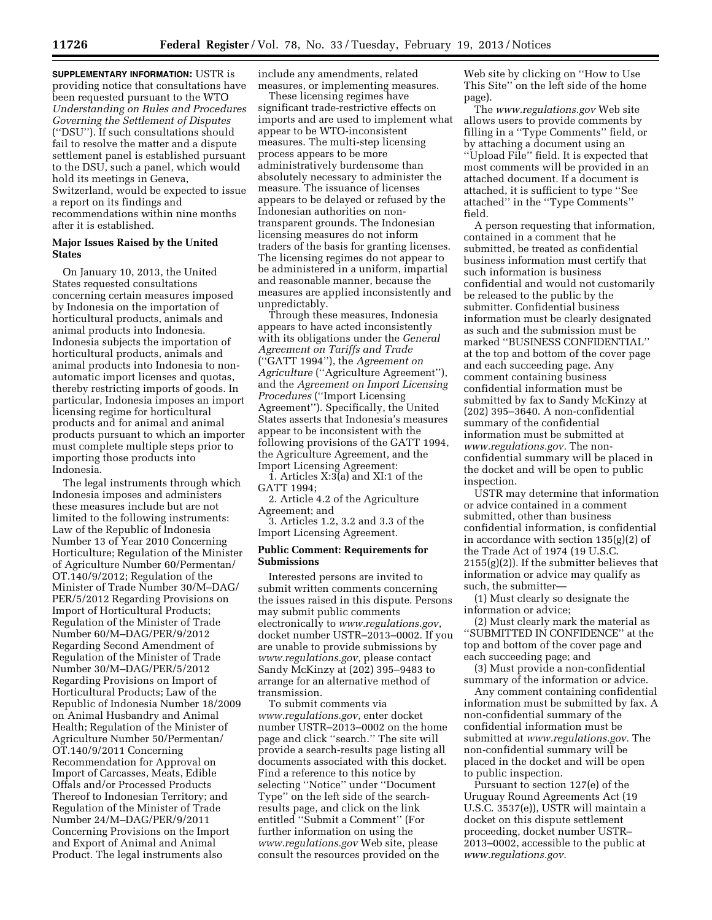**SUPPLEMENTARY INFORMATION:** USTR is providing notice that consultations have been requested pursuant to the WTO *Understanding on Rules and Procedures Governing the Settlement of Disputes* (''DSU''). If such consultations should fail to resolve the matter and a dispute settlement panel is established pursuant to the DSU, such a panel, which would hold its meetings in Geneva, Switzerland, would be expected to issue a report on its findings and recommendations within nine months after it is established.

## Major Issues Raised by the United States

On January 10, 2013, the United States requested consultations concerning certain measures imposed by Indonesia on the importation of horticultural products, animals and animal products into Indonesia. Indonesia subjects the importation of horticultural products, animals and animal products into Indonesia to non-automatic import licenses and quotas, thereby restricting imports of goods. In particular, Indonesia imposes an import licensing regime for horticultural products and for animal and animal products pursuant to which an importer must complete multiple steps prior to importing those products into Indonesia.

The legal instruments through which Indonesia imposes and administers these measures include but are not limited to the following instruments: Law of the Republic of Indonesia Number 13 of Year 2010 Concerning Horticulture; Regulation of the Minister of Agriculture Number 60/Permentan/OT.140/9/2012; Regulation of the Minister of Trade Number 30/M–DAG/PER/5/2012 Regarding Provisions on Import of Horticultural Products; Regulation of the Minister of Trade Number 60/M–DAG/PER/9/2012 Regarding Second Amendment of Regulation of the Minister of Trade Number 30/M–DAG/PER/5/2012 Regarding Provisions on Import of Horticultural Products; Law of the Republic of Indonesia Number 18/2009 on Animal Husbandry and Animal Health; Regulation of the Minister of Agriculture Number 50/Permentan/OT.140/9/2011 Concerning Recommendation for Approval on Import of Carcasses, Meats, Edible Offals and/or Processed Products Thereof to Indonesian Territory; and Regulation of the Minister of Trade Number 24/M–DAG/PER/9/2011 Concerning Provisions on the Import and Export of Animal and Animal Product. The legal instruments also include any amendments, related measures, or implementing measures.

These licensing regimes have significant trade-restrictive effects on imports and are used to implement what appear to be WTO-inconsistent measures. The multi-step licensing process appears to be more administratively burdensome than absolutely necessary to administer the measure. The issuance of licenses appears to be delayed or refused by the Indonesian authorities on non-transparent grounds. The Indonesian licensing measures do not inform traders of the basis for granting licenses. The licensing regimes do not appear to be administered in a uniform, impartial and reasonable manner, because the measures are applied inconsistently and unpredictably.

Through these measures, Indonesia appears to have acted inconsistently with its obligations under the *General Agreement on Tariffs and Trade* (''GATT 1994''), the *Agreement on Agriculture* (''Agriculture Agreement''), and the *Agreement on Import Licensing Procedures* (''Import Licensing Agreement''). Specifically, the United States asserts that Indonesia's measures appear to be inconsistent with the following provisions of the GATT 1994, the Agriculture Agreement, and the Import Licensing Agreement:

1. Articles X:3(a) and XI:1 of the GATT 1994;
2. Article 4.2 of the Agriculture Agreement; and
3. Articles 1.2, 3.2 and 3.3 of the Import Licensing Agreement.

## Public Comment: Requirements for Submissions

Interested persons are invited to submit written comments concerning the issues raised in this dispute. Persons may submit public comments electronically to *www.regulations.gov*, docket number USTR–2013–0002. If you are unable to provide submissions by *www.regulations.gov,* please contact Sandy McKinzy at (202) 395–9483 to arrange for an alternative method of transmission.

To submit comments via *www.regulations.gov,* enter docket number USTR–2013–0002 on the home page and click ''search.'' The site will provide a search-results page listing all documents associated with this docket. Find a reference to this notice by selecting ''Notice'' under ''Document Type'' on the left side of the search-results page, and click on the link entitled ''Submit a Comment'' (For further information on using the *www.regulations.gov* Web site, please consult the resources provided on the Web site by clicking on ''How to Use This Site'' on the left side of the home page).

The *www.regulations.gov* Web site allows users to provide comments by filling in a ''Type Comments'' field, or by attaching a document using an ''Upload File'' field. It is expected that most comments will be provided in an attached document. If a document is attached, it is sufficient to type ''See attached'' in the ''Type Comments'' field.

A person requesting that information, contained in a comment that he submitted, be treated as confidential business information must certify that such information is business confidential and would not customarily be released to the public by the submitter. Confidential business information must be clearly designated as such and the submission must be marked ''BUSINESS CONFIDENTIAL'' at the top and bottom of the cover page and each succeeding page. Any comment containing business confidential information must be submitted by fax to Sandy McKinzy at (202) 395–3640. A non-confidential summary of the confidential information must be submitted at *www.regulations.gov.* The non-confidential summary will be placed in the docket and will be open to public inspection.

USTR may determine that information or advice contained in a comment submitted, other than business confidential information, is confidential in accordance with section 135(g)(2) of the Trade Act of 1974 (19 U.S.C. 2155(g)(2)). If the submitter believes that information or advice may qualify as such, the submitter—

(1) Must clearly so designate the information or advice;

(2) Must clearly mark the material as ''SUBMITTED IN CONFIDENCE'' at the top and bottom of the cover page and each succeeding page; and

(3) Must provide a non-confidential summary of the information or advice.

Any comment containing confidential information must be submitted by fax. A non-confidential summary of the confidential information must be submitted at *www.regulations.gov.* The non-confidential summary will be placed in the docket and will be open to public inspection.

Pursuant to section 127(e) of the Uruguay Round Agreements Act (19 U.S.C. 3537(e)), USTR will maintain a docket on this dispute settlement proceeding, docket number USTR–2013–0002, accessible to the public at *www.regulations.gov*.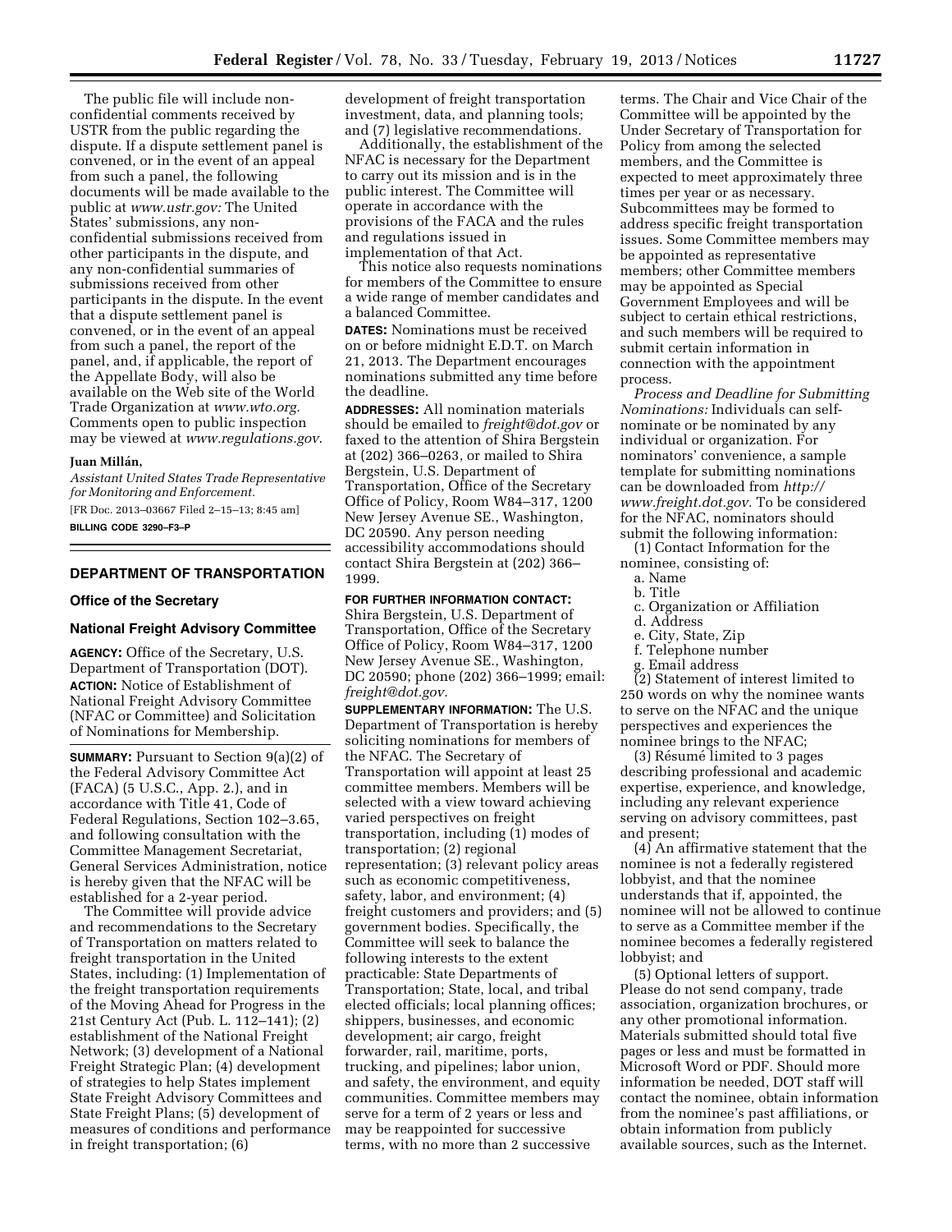The public file will include non-confidential comments received by USTR from the public regarding the dispute. If a dispute settlement panel is convened, or in the event of an appeal from such a panel, the following documents will be made available to the public at *www.ustr.gov:* The United States' submissions, any non-confidential submissions received from other participants in the dispute, and any non-confidential summaries of submissions received from other participants in the dispute. In the event that a dispute settlement panel is convened, or in the event of an appeal from such a panel, the report of the panel, and, if applicable, the report of the Appellate Body, will also be available on the Web site of the World Trade Organization at *www.wto.org.* Comments open to public inspection may be viewed at *www.regulations.gov*.

**Juan Millán,**

*Assistant United States Trade Representative for Monitoring and Enforcement.*

[FR Doc. 2013–03667 Filed 2–15–13; 8:45 am]

**BILLING CODE 3290–F3–P**

## DEPARTMENT OF TRANSPORTATION

### Office of the Secretary

### National Freight Advisory Committee

**AGENCY:** Office of the Secretary, U.S. Department of Transportation (DOT).

**ACTION:** Notice of Establishment of National Freight Advisory Committee (NFAC or Committee) and Solicitation of Nominations for Membership.

**SUMMARY:** Pursuant to Section 9(a)(2) of the Federal Advisory Committee Act (FACA) (5 U.S.C., App. 2.), and in accordance with Title 41, Code of Federal Regulations, Section 102–3.65, and following consultation with the Committee Management Secretariat, General Services Administration, notice is hereby given that the NFAC will be established for a 2-year period.

The Committee will provide advice and recommendations to the Secretary of Transportation on matters related to freight transportation in the United States, including: (1) Implementation of the freight transportation requirements of the Moving Ahead for Progress in the 21st Century Act (Pub. L. 112–141); (2) establishment of the National Freight Network; (3) development of a National Freight Strategic Plan; (4) development of strategies to help States implement State Freight Advisory Committees and State Freight Plans; (5) development of measures of conditions and performance in freight transportation; (6) development of freight transportation investment, data, and planning tools; and (7) legislative recommendations.

Additionally, the establishment of the NFAC is necessary for the Department to carry out its mission and is in the public interest. The Committee will operate in accordance with the provisions of the FACA and the rules and regulations issued in implementation of that Act.

This notice also requests nominations for members of the Committee to ensure a wide range of member candidates and a balanced Committee.

**DATES:** Nominations must be received on or before midnight E.D.T. on March 21, 2013. The Department encourages nominations submitted any time before the deadline.

**ADDRESSES:** All nomination materials should be emailed to *freight@dot.gov* or faxed to the attention of Shira Bergstein at (202) 366–0263, or mailed to Shira Bergstein, U.S. Department of Transportation, Office of the Secretary Office of Policy, Room W84–317, 1200 New Jersey Avenue SE., Washington, DC 20590. Any person needing accessibility accommodations should contact Shira Bergstein at (202) 366–1999.

**FOR FURTHER INFORMATION CONTACT:** Shira Bergstein, U.S. Department of Transportation, Office of the Secretary Office of Policy, Room W84–317, 1200 New Jersey Avenue SE., Washington, DC 20590; phone (202) 366–1999; email: *freight@dot.gov.*

**SUPPLEMENTARY INFORMATION:** The U.S. Department of Transportation is hereby soliciting nominations for members of the NFAC. The Secretary of Transportation will appoint at least 25 committee members. Members will be selected with a view toward achieving varied perspectives on freight transportation, including (1) modes of transportation; (2) regional representation; (3) relevant policy areas such as economic competitiveness, safety, labor, and environment; (4) freight customers and providers; and (5) government bodies. Specifically, the Committee will seek to balance the following interests to the extent practicable: State Departments of Transportation; State, local, and tribal elected officials; local planning offices; shippers, businesses, and economic development; air cargo, freight forwarder, rail, maritime, ports, trucking, and pipelines; labor union, and safety, the environment, and equity communities. Committee members may serve for a term of 2 years or less and may be reappointed for successive terms, with no more than 2 successive terms. The Chair and Vice Chair of the Committee will be appointed by the Under Secretary of Transportation for Policy from among the selected members, and the Committee is expected to meet approximately three times per year or as necessary. Subcommittees may be formed to address specific freight transportation issues. Some Committee members may be appointed as representative members; other Committee members may be appointed as Special Government Employees and will be subject to certain ethical restrictions, and such members will be required to submit certain information in connection with the appointment process.

*Process and Deadline for Submitting Nominations:* Individuals can self-nominate or be nominated by any individual or organization. For nominators' convenience, a sample template for submitting nominations can be downloaded from *http://www.freight.dot.gov.* To be considered for the NFAC, nominators should submit the following information:

(1) Contact Information for the nominee, consisting of:

a. Name
b. Title
c. Organization or Affiliation
d. Address
e. City, State, Zip
f. Telephone number
g. Email address

(2) Statement of interest limited to 250 words on why the nominee wants to serve on the NFAC and the unique perspectives and experiences the nominee brings to the NFAC;

(3) Résumé limited to 3 pages describing professional and academic expertise, experience, and knowledge, including any relevant experience serving on advisory committees, past and present;

(4) An affirmative statement that the nominee is not a federally registered lobbyist, and that the nominee understands that if, appointed, the nominee will not be allowed to continue to serve as a Committee member if the nominee becomes a federally registered lobbyist; and

(5) Optional letters of support.

Please do not send company, trade association, organization brochures, or any other promotional information. Materials submitted should total five pages or less and must be formatted in Microsoft Word or PDF. Should more information be needed, DOT staff will contact the nominee, obtain information from the nominee's past affiliations, or obtain information from publicly available sources, such as the Internet.